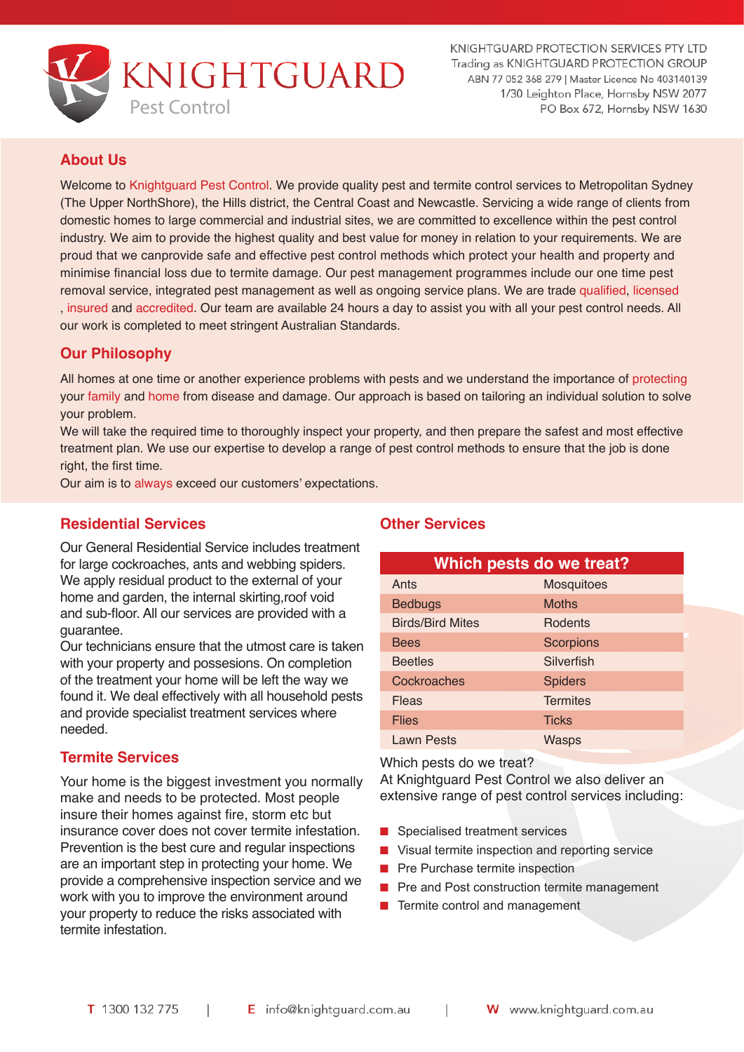# KNIGHTGUARD Pest Control

KNIGHTGUARD PROTECTION SERVICES PTY LTD
Trading as KNIGHTGUARD PROTECTION GROUP
ABN 77 052 368 279 | Master Licence No 403140139
1/30 Leighton Place, Hornsby NSW 2077
PO Box 672, Hornsby NSW 1630

## About Us

Welcome to Knightguard Pest Control. We provide quality pest and termite control services to Metropolitan Sydney (The Upper NorthShore), the Hills district, the Central Coast and Newcastle. Servicing a wide range of clients from domestic homes to large commercial and industrial sites, we are committed to excellence within the pest control industry. We aim to provide the highest quality and best value for money in relation to your requirements. We are proud that we canprovide safe and effective pest control methods which protect your health and property and minimise financial loss due to termite damage. Our pest management programmes include our one time pest removal service, integrated pest management as well as ongoing service plans. We are trade qualified, licensed , insured and accredited. Our team are available 24 hours a day to assist you with all your pest control needs. All our work is completed to meet stringent Australian Standards.

## Our Philosophy

All homes at one time or another experience problems with pests and we understand the importance of protecting your family and home from disease and damage. Our approach is based on tailoring an individual solution to solve your problem.

We will take the required time to thoroughly inspect your property, and then prepare the safest and most effective treatment plan. We use our expertise to develop a range of pest control methods to ensure that the job is done right, the first time.

Our aim is to always exceed our customers' expectations.

## Residential Services

Our General Residential Service includes treatment for large cockroaches, ants and webbing spiders. We apply residual product to the external of your home and garden, the internal skirting,roof void and sub-floor. All our services are provided with a guarantee.

Our technicians ensure that the utmost care is taken with your property and possesions. On completion of the treatment your home will be left the way we found it. We deal effectively with all household pests and provide specialist treatment services where needed.

## Termite Services

Your home is the biggest investment you normally make and needs to be protected. Most people insure their homes against fire, storm etc but insurance cover does not cover termite infestation. Prevention is the best cure and regular inspections are an important step in protecting your home. We provide a comprehensive inspection service and we work with you to improve the environment around your property to reduce the risks associated with termite infestation.

## Other Services

| Which pests do we treat? | |
|---|---|
| Ants | Mosquitoes |
| Bedbugs | Moths |
| Birds/Bird Mites | Rodents |
| Bees | Scorpions |
| Beetles | Silverfish |
| Cockroaches | Spiders |
| Fleas | Termites |
| Flies | Ticks |
| Lawn Pests | Wasps |

Which pests do we treat?
At Knightguard Pest Control we also deliver an extensive range of pest control services including:

- Specialised treatment services
- Visual termite inspection and reporting service
- Pre Purchase termite inspection
- Pre and Post construction termite management
- Termite control and management

**T** 1300 132 775 | **E** info@knightguard.com.au | **W** www.knightguard.com.au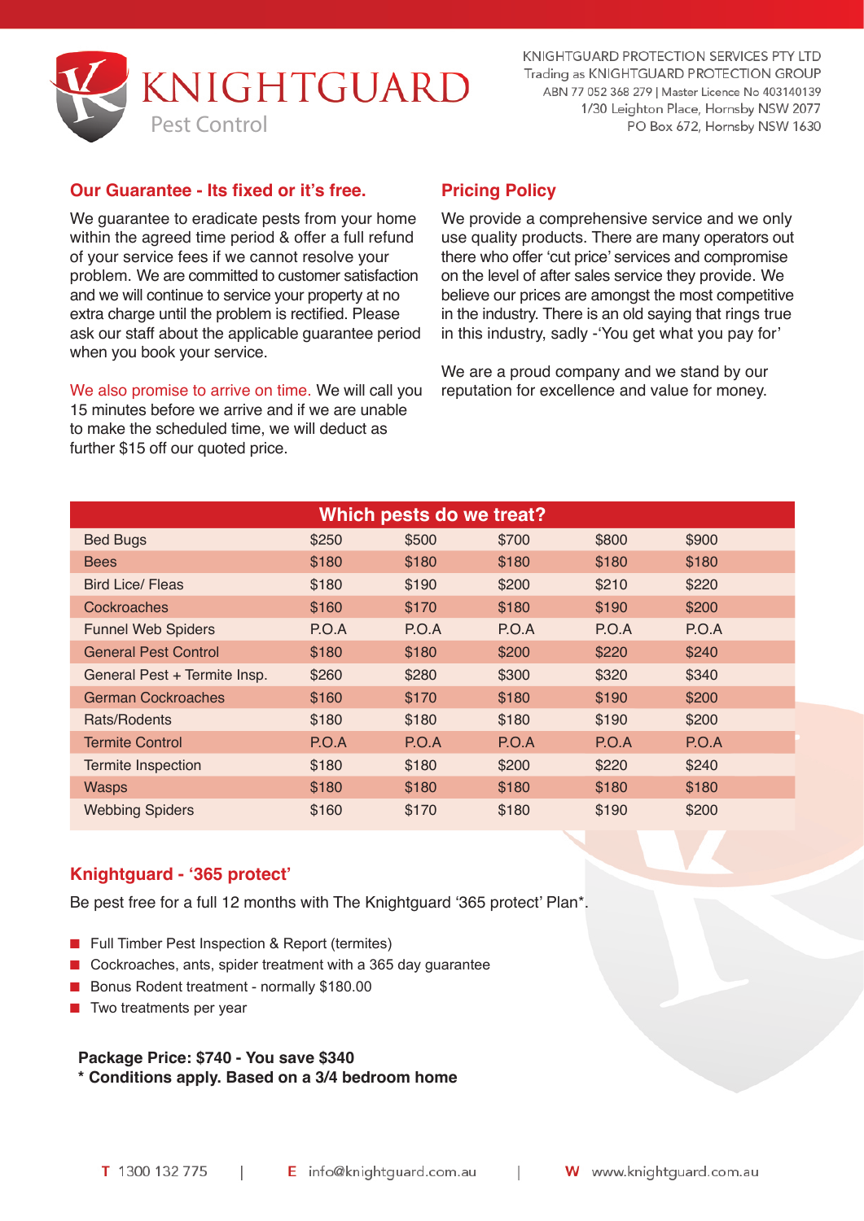# KNIGHTGUARD
Pest Control

KNIGHTGUARD PROTECTION SERVICES PTY LTD
Trading as KNIGHTGUARD PROTECTION GROUP
ABN 77 052 368 279 | Master Licence No 403140139
1/30 Leighton Place, Hornsby NSW 2077
PO Box 672, Hornsby NSW 1630

## Our Guarantee - Its fixed or it's free.

We guarantee to eradicate pests from your home within the agreed time period & offer a full refund of your service fees if we cannot resolve your problem. We are committed to customer satisfaction and we will continue to service your property at no extra charge until the problem is rectified. Please ask our staff about the applicable guarantee period when you book your service.

We also promise to arrive on time. We will call you 15 minutes before we arrive and if we are unable to make the scheduled time, we will deduct as further $15 off our quoted price.

## Pricing Policy

We provide a comprehensive service and we only use quality products. There are many operators out there who offer 'cut price' services and compromise on the level of after sales service they provide. We believe our prices are amongst the most competitive in the industry. There is an old saying that rings true in this industry, sadly -'You get what you pay for'

We are a proud company and we stand by our reputation for excellence and value for money.

| Which pests do we treat? | | | | | |
|---|---|---|---|---|---|
| Bed Bugs | $250 | $500 | $700 | $800 | $900 |
| Bees | $180 | $180 | $180 | $180 | $180 |
| Bird Lice/ Fleas | $180 | $190 | $200 | $210 | $220 |
| Cockroaches | $160 | $170 | $180 | $190 | $200 |
| Funnel Web Spiders | P.O.A | P.O.A | P.O.A | P.O.A | P.O.A |
| General Pest Control | $180 | $180 | $200 | $220 | $240 |
| General Pest + Termite Insp. | $260 | $280 | $300 | $320 | $340 |
| German Cockroaches | $160 | $170 | $180 | $190 | $200 |
| Rats/Rodents | $180 | $180 | $180 | $190 | $200 |
| Termite Control | P.O.A | P.O.A | P.O.A | P.O.A | P.O.A |
| Termite Inspection | $180 | $180 | $200 | $220 | $240 |
| Wasps | $180 | $180 | $180 | $180 | $180 |
| Webbing Spiders | $160 | $170 | $180 | $190 | $200 |

## Knightguard - '365 protect'

Be pest free for a full 12 months with The Knightguard '365 protect' Plan*.

- Full Timber Pest Inspection & Report (termites)
- Cockroaches, ants, spider treatment with a 365 day guarantee
- Bonus Rodent treatment - normally $180.00
- Two treatments per year

**Package Price: $740 - You save $340**
**\* Conditions apply. Based on a 3/4 bedroom home**

T 1300 132 775 | E info@knightguard.com.au | W www.knightguard.com.au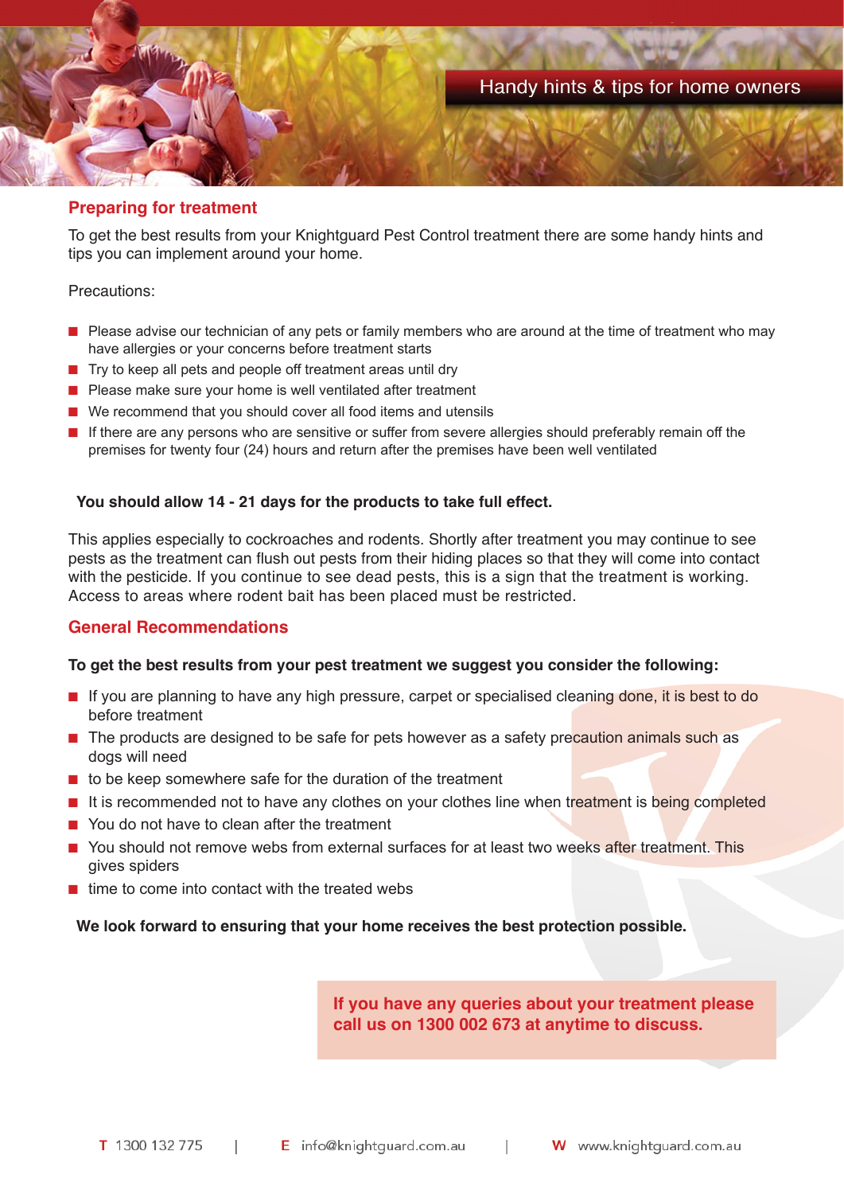Handy hints & tips for home owners

## Preparing for treatment

To get the best results from your Knightguard Pest Control treatment there are some handy hints and tips you can implement around your home.

Precautions:

- Please advise our technician of any pets or family members who are around at the time of treatment who may have allergies or your concerns before treatment starts
- Try to keep all pets and people off treatment areas until dry
- Please make sure your home is well ventilated after treatment
- We recommend that you should cover all food items and utensils
- If there are any persons who are sensitive or suffer from severe allergies should preferably remain off the premises for twenty four (24) hours and return after the premises have been well ventilated

**You should allow 14 - 21 days for the products to take full effect.**

This applies especially to cockroaches and rodents. Shortly after treatment you may continue to see pests as the treatment can flush out pests from their hiding places so that they will come into contact with the pesticide. If you continue to see dead pests, this is a sign that the treatment is working. Access to areas where rodent bait has been placed must be restricted.

## General Recommendations

**To get the best results from your pest treatment we suggest you consider the following:**

- If you are planning to have any high pressure, carpet or specialised cleaning done, it is best to do before treatment
- The products are designed to be safe for pets however as a safety precaution animals such as dogs will need
- to be keep somewhere safe for the duration of the treatment
- It is recommended not to have any clothes on your clothes line when treatment is being completed
- You do not have to clean after the treatment
- You should not remove webs from external surfaces for at least two weeks after treatment. This gives spiders
- time to come into contact with the treated webs

**We look forward to ensuring that your home receives the best protection possible.**

**If you have any queries about your treatment please call us on 1300 002 673 at anytime to discuss.**

**T** 1300 132 775 | **E** info@knightguard.com.au | **W** www.knightguard.com.au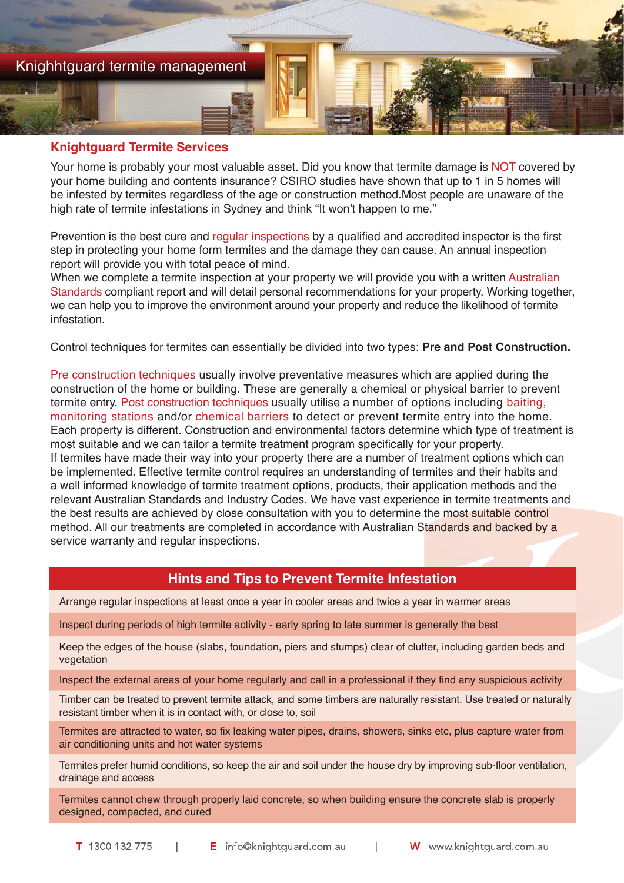# Knighhtguard termite management

## Knightguard Termite Services

Your home is probably your most valuable asset. Did you know that termite damage is NOT covered by your home building and contents insurance? CSIRO studies have shown that up to 1 in 5 homes will be infested by termites regardless of the age or construction method.Most people are unaware of the high rate of termite infestations in Sydney and think "It won't happen to me."

Prevention is the best cure and regular inspections by a qualified and accredited inspector is the first step in protecting your home form termites and the damage they can cause. An annual inspection report will provide you with total peace of mind.
When we complete a termite inspection at your property we will provide you with a written Australian Standards compliant report and will detail personal recommendations for your property. Working together, we can help you to improve the environment around your property and reduce the likelihood of termite infestation.

Control techniques for termites can essentially be divided into two types: **Pre and Post Construction.**

Pre construction techniques usually involve preventative measures which are applied during the construction of the home or building. These are generally a chemical or physical barrier to prevent termite entry. Post construction techniques usually utilise a number of options including baiting, monitoring stations and/or chemical barriers to detect or prevent termite entry into the home. Each property is different. Construction and environmental factors determine which type of treatment is most suitable and we can tailor a termite treatment program specifically for your property.
If termites have made their way into your property there are a number of treatment options which can be implemented. Effective termite control requires an understanding of termites and their habits and a well informed knowledge of termite treatment options, products, their application methods and the relevant Australian Standards and Industry Codes. We have vast experience in termite treatments and the best results are achieved by close consultation with you to determine the most suitable control method. All our treatments are completed in accordance with Australian Standards and backed by a service warranty and regular inspections.

| Hints and Tips to Prevent Termite Infestation |
|---|
| Arrange regular inspections at least once a year in cooler areas and twice a year in warmer areas |
| Inspect during periods of high termite activity - early spring to late summer is generally the best |
| Keep the edges of the house (slabs, foundation, piers and stumps) clear of clutter, including garden beds and vegetation |
| Inspect the external areas of your home regularly and call in a professional if they find any suspicious activity |
| Timber can be treated to prevent termite attack, and some timbers are naturally resistant. Use treated or naturally resistant timber when it is in contact with, or close to, soil |
| Termites are attracted to water, so fix leaking water pipes, drains, showers, sinks etc, plus capture water from air conditioning units and hot water systems |
| Termites prefer humid conditions, so keep the air and soil under the house dry by improving sub-floor ventilation, drainage and access |
| Termites cannot chew through properly laid concrete, so when building ensure the concrete slab is properly designed, compacted, and cured |

**T** 1300 132 775 | **E** info@knightguard.com.au | **W** www.knightguard.com.au